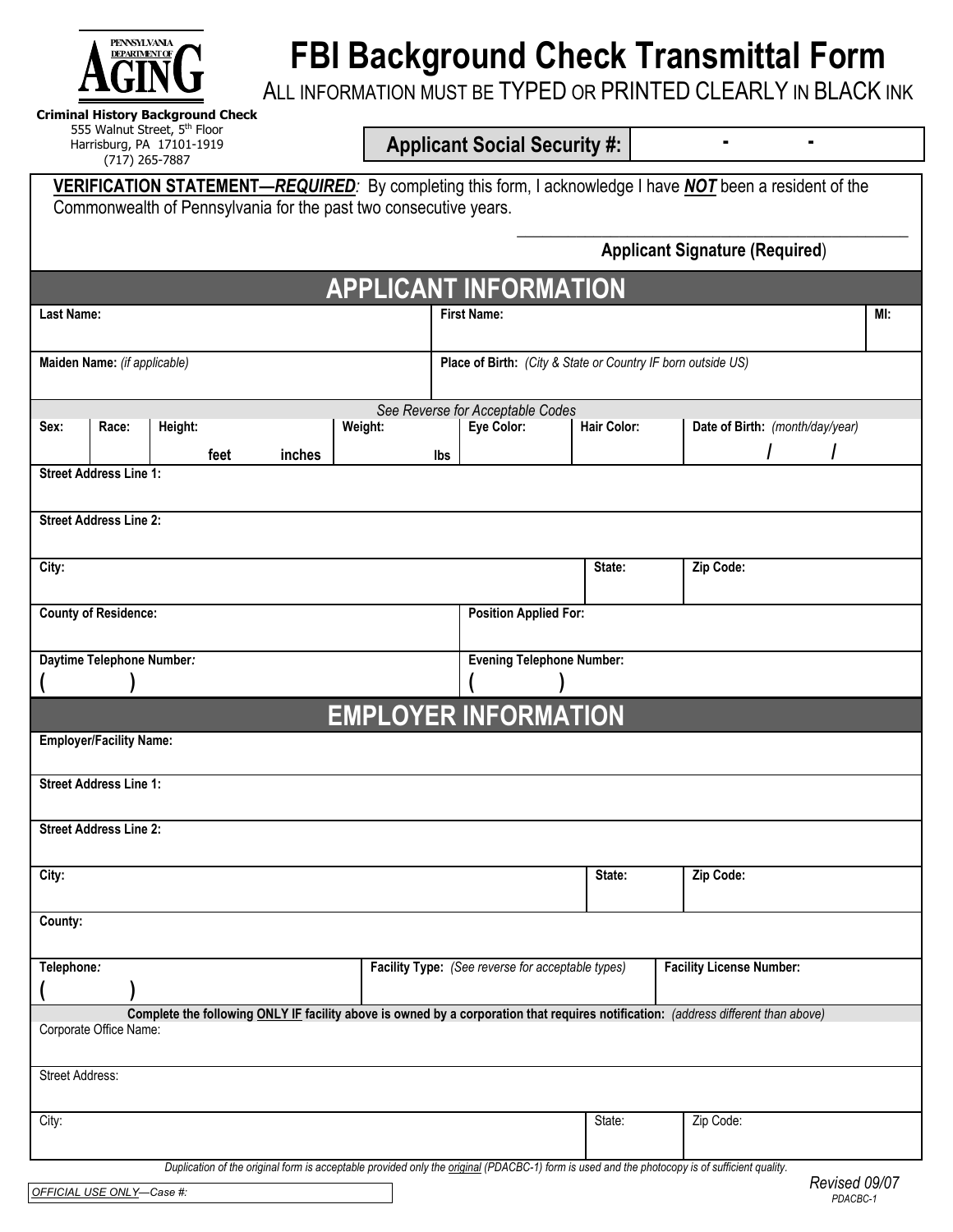PENNSYLVANIA DEPARTMENT OF AGING

**Criminal History Background Check**
555 Walnut Street, 5th Floor
Harrisburg, PA 17101-1919
(717) 265-7887

# FBI Background Check Transmittal Form

ALL INFORMATION MUST BE TYPED OR PRINTED CLEARLY IN BLACK INK

**Applicant Social Security #:** - -

**VERIFICATION STATEMENT—*REQUIRED*:** By completing this form, I acknowledge I have ***NOT*** been a resident of the Commonwealth of Pennsylvania for the past two consecutive years.

______________________________
**Applicant Signature (Required)**

## APPLICANT INFORMATION

| **Last Name:** | **First Name:** | **MI:** |
|---|---|---|
| | | |

| **Maiden Name:** *(if applicable)* | **Place of Birth:** *(City & State or Country IF born outside US)* |
|---|---|
| | |

*See Reverse for Acceptable Codes*

| **Sex:** | **Race:** | **Height:** | **Weight:** | **Eye Color:** | **Hair Color:** | **Date of Birth:** *(month/day/year)* |
|---|---|---|---|---|---|---|
| | | feet inches | lbs | | | / / |

**Street Address Line 1:**

**Street Address Line 2:**

| **City:** | **State:** | **Zip Code:** |
|---|---|---|
| | | |

| **County of Residence:** | **Position Applied For:** |
|---|---|
| | |

| **Daytime Telephone Number:** | **Evening Telephone Number:** |
|---|---|
| ( ) | ( ) |

## EMPLOYER INFORMATION

**Employer/Facility Name:**

**Street Address Line 1:**

**Street Address Line 2:**

| **City:** | **State:** | **Zip Code:** |
|---|---|---|
| | | |

**County:**

| **Telephone:** | **Facility Type:** *(See reverse for acceptable types)* | **Facility License Number:** |
|---|---|---|
| ( ) | | |

**Complete the following ONLY IF facility above is owned by a corporation that requires notification:** *(address different than above)*

Corporate Office Name:

Street Address:

| City: | State: | Zip Code: |
|---|---|---|
| | | |

*Duplication of the original form is acceptable provided only the original (PDACBC-1) form is used and the photocopy is of sufficient quality.*

*OFFICIAL USE ONLY—Case #:*

*Revised 09/07*
*PDACBC-1*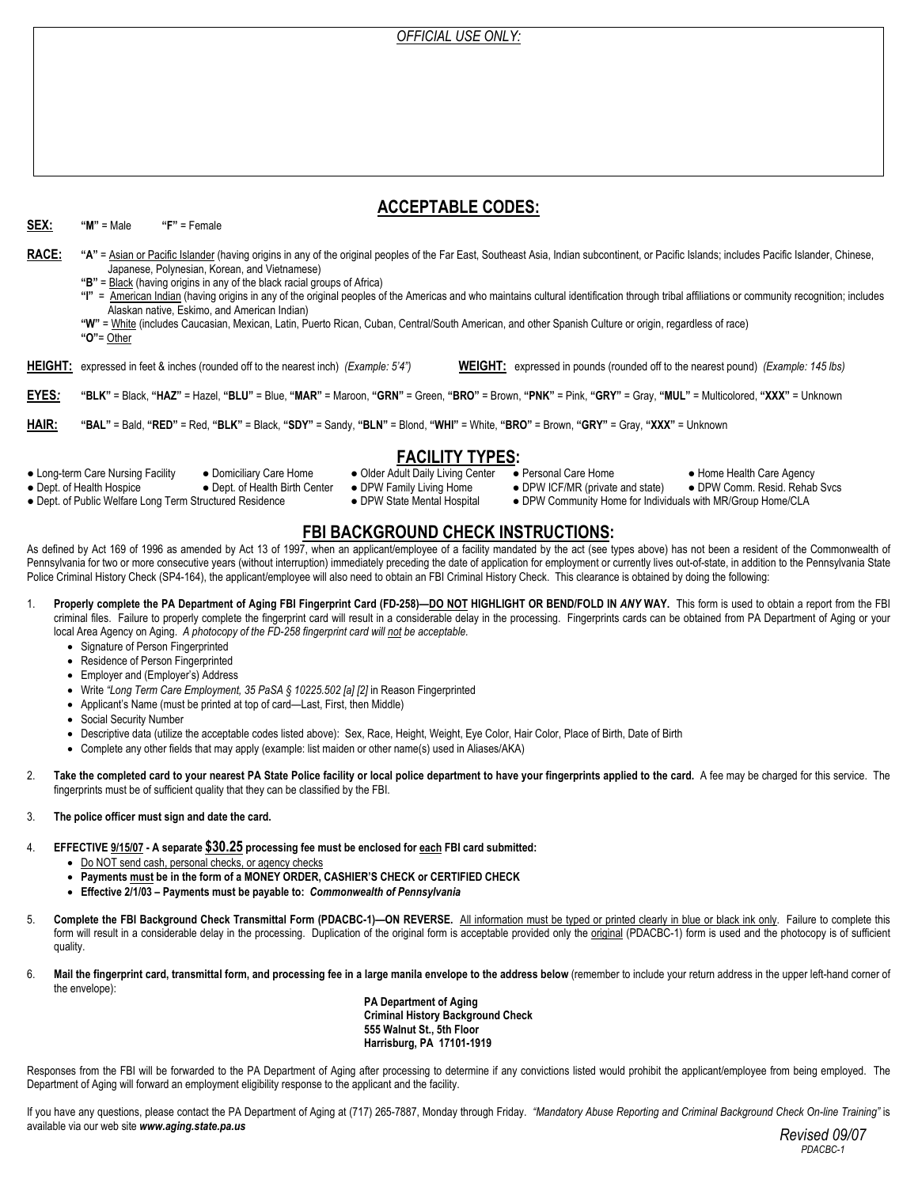*OFFICIAL USE ONLY:*

## ACCEPTABLE CODES:

**SEX:** **"M"** = Male **"F"** = Female

**RACE:** **"A"** = Asian or Pacific Islander (having origins in any of the original peoples of the Far East, Southeast Asia, Indian subcontinent, or Pacific Islands; includes Pacific Islander, Chinese, Japanese, Polynesian, Korean, and Vietnamese)
**"B"** = Black (having origins in any of the black racial groups of Africa)
**"I"** = American Indian (having origins in any of the original peoples of the Americas and who maintains cultural identification through tribal affiliations or community recognition; includes Alaskan native, Eskimo, and American Indian)
**"W"** = White (includes Caucasian, Mexican, Latin, Puerto Rican, Cuban, Central/South American, and other Spanish Culture or origin, regardless of race)
**"O"** = Other

**HEIGHT:** expressed in feet & inches (rounded off to the nearest inch) *(Example: 5'4")* **WEIGHT:** expressed in pounds (rounded off to the nearest pound) *(Example: 145 lbs)*

**EYES:** **"BLK"** = Black, **"HAZ"** = Hazel, **"BLU"** = Blue, **"MAR"** = Maroon, **"GRN"** = Green, **"BRO"** = Brown, **"PNK"** = Pink, **"GRY"** = Gray, **"MUL"** = Multicolored, **"XXX"** = Unknown

**HAIR:** **"BAL"** = Bald, **"RED"** = Red, **"BLK"** = Black, **"SDY"** = Sandy, **"BLN"** = Blond, **"WHI"** = White, **"BRO"** = Brown, **"GRY"** = Gray, **"XXX"** = Unknown

## FACILITY TYPES:

- Long-term Care Nursing Facility
- Domiciliary Care Home
- Older Adult Daily Living Center
- Personal Care Home
- Home Health Care Agency
- Dept. of Health Hospice
- Dept. of Health Birth Center
- DPW Family Living Home
- DPW ICF/MR (private and state)
- DPW Comm. Resid. Rehab Svcs
- Dept. of Public Welfare Long Term Structured Residence
- DPW State Mental Hospital
- DPW Community Home for Individuals with MR/Group Home/CLA

## FBI BACKGROUND CHECK INSTRUCTIONS:

As defined by Act 169 of 1996 as amended by Act 13 of 1997, when an applicant/employee of a facility mandated by the act (see types above) has not been a resident of the Commonwealth of Pennsylvania for two or more consecutive years (without interruption) immediately preceding the date of application for employment or currently lives out-of-state, in addition to the Pennsylvania State Police Criminal History Check (SP4-164), the applicant/employee will also need to obtain an FBI Criminal History Check. This clearance is obtained by doing the following:

1. **Properly complete the PA Department of Aging FBI Fingerprint Card (FD-258)—DO NOT HIGHLIGHT OR BEND/FOLD IN *ANY* WAY.** This form is used to obtain a report from the FBI criminal files. Failure to properly complete the fingerprint card will result in a considerable delay in the processing. Fingerprints cards can be obtained from PA Department of Aging or your local Area Agency on Aging. *A photocopy of the FD-258 fingerprint card will not be acceptable.*
   - Signature of Person Fingerprinted
   - Residence of Person Fingerprinted
   - Employer and (Employer's) Address
   - Write *"Long Term Care Employment, 35 PaSA § 10225.502 [a] [2]* in Reason Fingerprinted
   - Applicant's Name (must be printed at top of card—Last, First, then Middle)
   - Social Security Number
   - Descriptive data (utilize the acceptable codes listed above): Sex, Race, Height, Weight, Eye Color, Hair Color, Place of Birth, Date of Birth
   - Complete any other fields that may apply (example: list maiden or other name(s) used in Aliases/AKA)

2. **Take the completed card to your nearest PA State Police facility or local police department to have your fingerprints applied to the card.** A fee may be charged for this service. The fingerprints must be of sufficient quality that they can be classified by the FBI.

3. **The police officer must sign and date the card.**

4. **EFFECTIVE 9/15/07 - A separate $30.25 processing fee must be enclosed for each FBI card submitted:**
   - Do NOT send cash, personal checks, or agency checks
   - **Payments must be in the form of a MONEY ORDER, CASHIER'S CHECK or CERTIFIED CHECK**
   - **Effective 2/1/03 – Payments must be payable to: *Commonwealth of Pennsylvania***

5. **Complete the FBI Background Check Transmittal Form (PDACBC-1)—ON REVERSE.** All information must be typed or printed clearly in blue or black ink only. Failure to complete this form will result in a considerable delay in the processing. Duplication of the original form is acceptable provided only the original (PDACBC-1) form is used and the photocopy is of sufficient quality.

6. **Mail the fingerprint card, transmittal form, and processing fee in a large manila envelope to the address below** (remember to include your return address in the upper left-hand corner of the envelope):

   **PA Department of Aging**
   **Criminal History Background Check**
   **555 Walnut St., 5th Floor**
   **Harrisburg, PA 17101-1919**

Responses from the FBI will be forwarded to the PA Department of Aging after processing to determine if any convictions listed would prohibit the applicant/employee from being employed. The Department of Aging will forward an employment eligibility response to the applicant and the facility.

If you have any questions, please contact the PA Department of Aging at (717) 265-7887, Monday through Friday. *"Mandatory Abuse Reporting and Criminal Background Check On-line Training"* is available via our web site ***www.aging.state.pa.us***

*Revised 09/07*
*PDACBC-1*